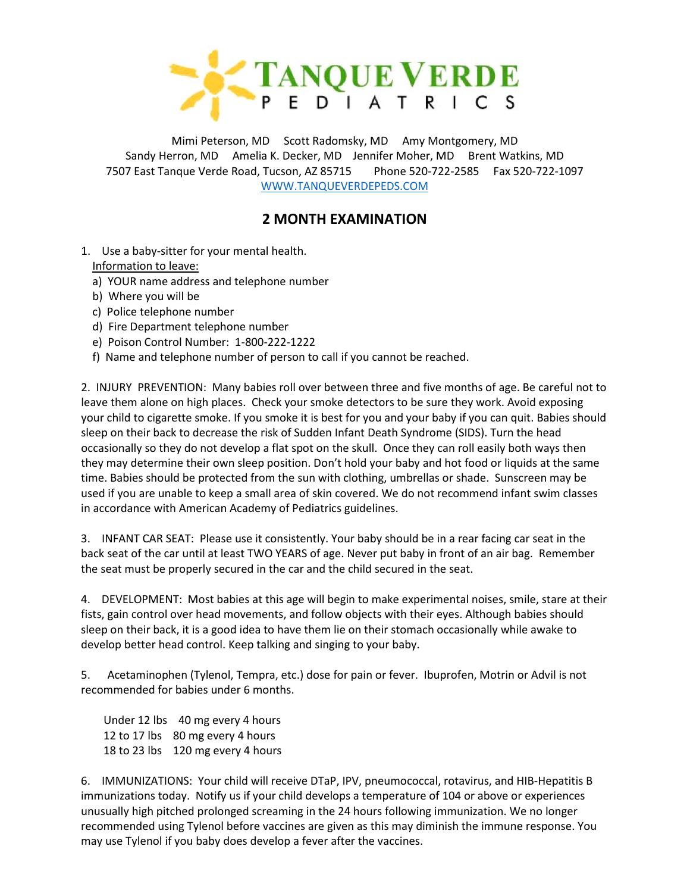# TANQUE VERDE PEDIATRICS

Mimi Peterson, MD Scott Radomsky, MD Amy Montgomery, MD
Sandy Herron, MD Amelia K. Decker, MD Jennifer Moher, MD Brent Watkins, MD
7507 East Tanque Verde Road, Tucson, AZ 85715 Phone 520-722-2585 Fax 520-722-1097
WWW.TANQUEVERDEPEDS.COM

## 2 MONTH EXAMINATION

1. Use a baby-sitter for your mental health.

   Information to leave:

   a) YOUR name address and telephone number
   b) Where you will be
   c) Police telephone number
   d) Fire Department telephone number
   e) Poison Control Number: 1-800-222-1222
   f) Name and telephone number of person to call if you cannot be reached.

2. INJURY PREVENTION: Many babies roll over between three and five months of age. Be careful not to leave them alone on high places. Check your smoke detectors to be sure they work. Avoid exposing your child to cigarette smoke. If you smoke it is best for you and your baby if you can quit. Babies should sleep on their back to decrease the risk of Sudden Infant Death Syndrome (SIDS). Turn the head occasionally so they do not develop a flat spot on the skull. Once they can roll easily both ways then they may determine their own sleep position. Don't hold your baby and hot food or liquids at the same time. Babies should be protected from the sun with clothing, umbrellas or shade. Sunscreen may be used if you are unable to keep a small area of skin covered. We do not recommend infant swim classes in accordance with American Academy of Pediatrics guidelines.

3. INFANT CAR SEAT: Please use it consistently. Your baby should be in a rear facing car seat in the back seat of the car until at least TWO YEARS of age. Never put baby in front of an air bag. Remember the seat must be properly secured in the car and the child secured in the seat.

4. DEVELOPMENT: Most babies at this age will begin to make experimental noises, smile, stare at their fists, gain control over head movements, and follow objects with their eyes. Although babies should sleep on their back, it is a good idea to have them lie on their stomach occasionally while awake to develop better head control. Keep talking and singing to your baby.

5. Acetaminophen (Tylenol, Tempra, etc.) dose for pain or fever. Ibuprofen, Motrin or Advil is not recommended for babies under 6 months.

   Under 12 lbs 40 mg every 4 hours
   12 to 17 lbs 80 mg every 4 hours
   18 to 23 lbs 120 mg every 4 hours

6. IMMUNIZATIONS: Your child will receive DTaP, IPV, pneumococcal, rotavirus, and HIB-Hepatitis B immunizations today. Notify us if your child develops a temperature of 104 or above or experiences unusually high pitched prolonged screaming in the 24 hours following immunization. We no longer recommended using Tylenol before vaccines are given as this may diminish the immune response. You may use Tylenol if you baby does develop a fever after the vaccines.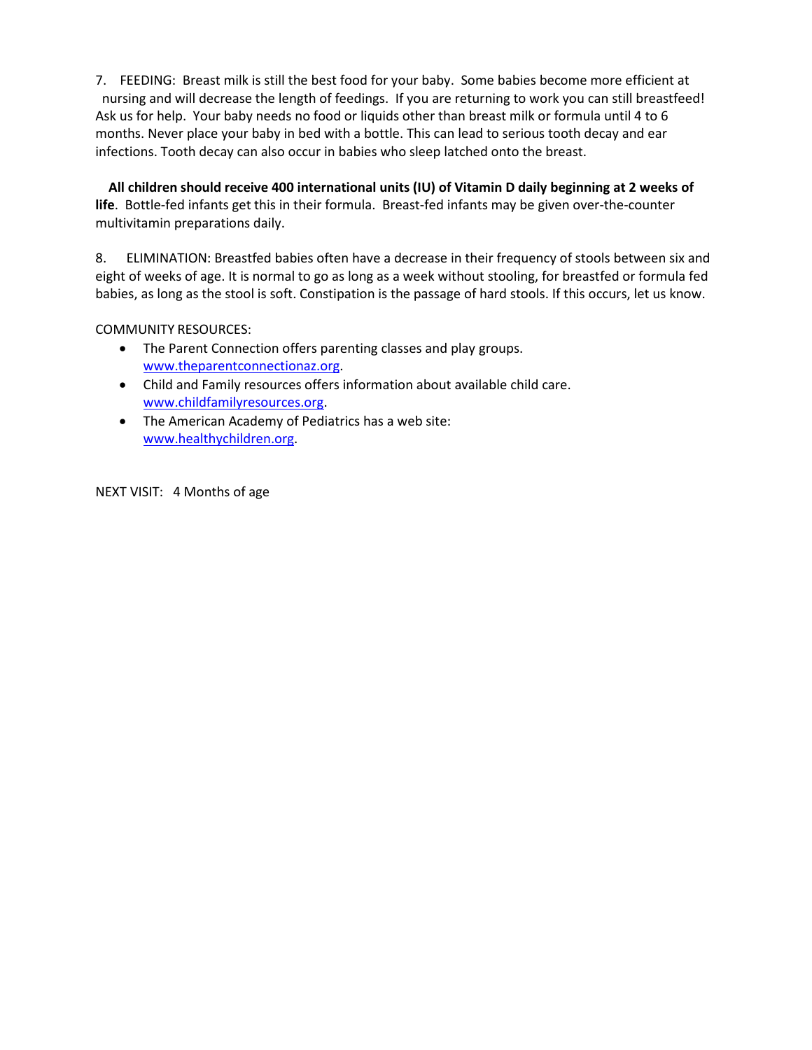7. FEEDING: Breast milk is still the best food for your baby. Some babies become more efficient at nursing and will decrease the length of feedings. If you are returning to work you can still breastfeed! Ask us for help. Your baby needs no food or liquids other than breast milk or formula until 4 to 6 months. Never place your baby in bed with a bottle. This can lead to serious tooth decay and ear infections. Tooth decay can also occur in babies who sleep latched onto the breast.

**All children should receive 400 international units (IU) of Vitamin D daily beginning at 2 weeks of life**. Bottle-fed infants get this in their formula. Breast-fed infants may be given over-the-counter multivitamin preparations daily.

8. ELIMINATION: Breastfed babies often have a decrease in their frequency of stools between six and eight of weeks of age. It is normal to go as long as a week without stooling, for breastfed or formula fed babies, as long as the stool is soft. Constipation is the passage of hard stools. If this occurs, let us know.

COMMUNITY RESOURCES:

- The Parent Connection offers parenting classes and play groups. www.theparentconnectionaz.org.
- Child and Family resources offers information about available child care. www.childfamilyresources.org.
- The American Academy of Pediatrics has a web site: www.healthychildren.org.

NEXT VISIT: 4 Months of age